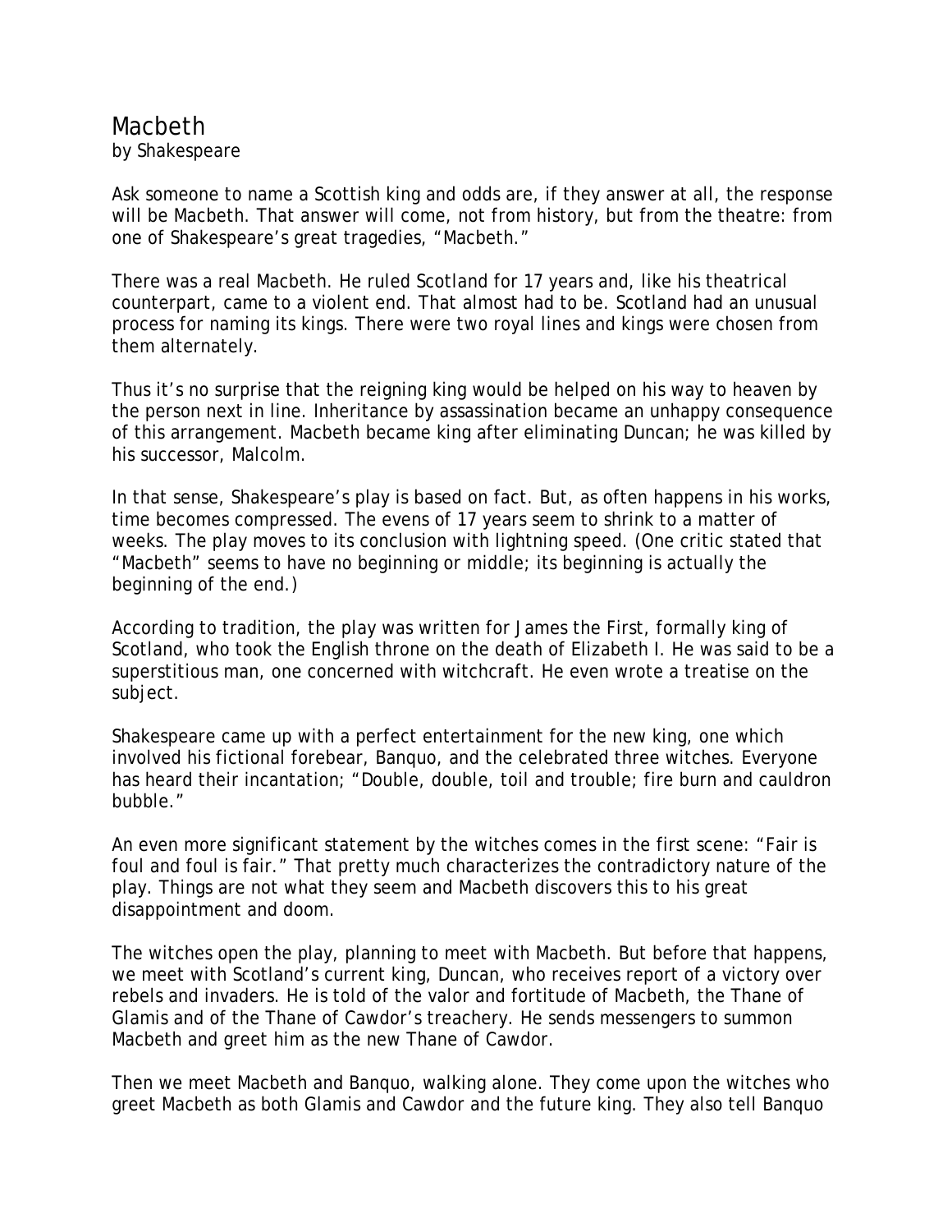# Macbeth

by Shakespeare

Ask someone to name a Scottish king and odds are, if they answer at all, the response will be Macbeth. That answer will come, not from history, but from the theatre: from one of Shakespeare's great tragedies, "Macbeth."

There was a real Macbeth. He ruled Scotland for 17 years and, like his theatrical counterpart, came to a violent end. That almost had to be. Scotland had an unusual process for naming its kings. There were two royal lines and kings were chosen from them alternately.

Thus it's no surprise that the reigning king would be helped on his way to heaven by the person next in line. Inheritance by assassination became an unhappy consequence of this arrangement. Macbeth became king after eliminating Duncan; he was killed by his successor, Malcolm.

In that sense, Shakespeare's play is based on fact. But, as often happens in his works, time becomes compressed. The evens of 17 years seem to shrink to a matter of weeks. The play moves to its conclusion with lightning speed. (One critic stated that "Macbeth" seems to have no beginning or middle; its beginning is actually the beginning of the end.)

According to tradition, the play was written for James the First, formally king of Scotland, who took the English throne on the death of Elizabeth I. He was said to be a superstitious man, one concerned with witchcraft. He even wrote a treatise on the subject.

Shakespeare came up with a perfect entertainment for the new king, one which involved his fictional forebear, Banquo, and the celebrated three witches. Everyone has heard their incantation; "Double, double, toil and trouble; fire burn and cauldron bubble."

An even more significant statement by the witches comes in the first scene: "Fair is foul and foul is fair." That pretty much characterizes the contradictory nature of the play. Things are not what they seem and Macbeth discovers this to his great disappointment and doom.

The witches open the play, planning to meet with Macbeth. But before that happens, we meet with Scotland's current king, Duncan, who receives report of a victory over rebels and invaders. He is told of the valor and fortitude of Macbeth, the Thane of Glamis and of the Thane of Cawdor's treachery. He sends messengers to summon Macbeth and greet him as the new Thane of Cawdor.

Then we meet Macbeth and Banquo, walking alone. They come upon the witches who greet Macbeth as both Glamis and Cawdor and the future king. They also tell Banquo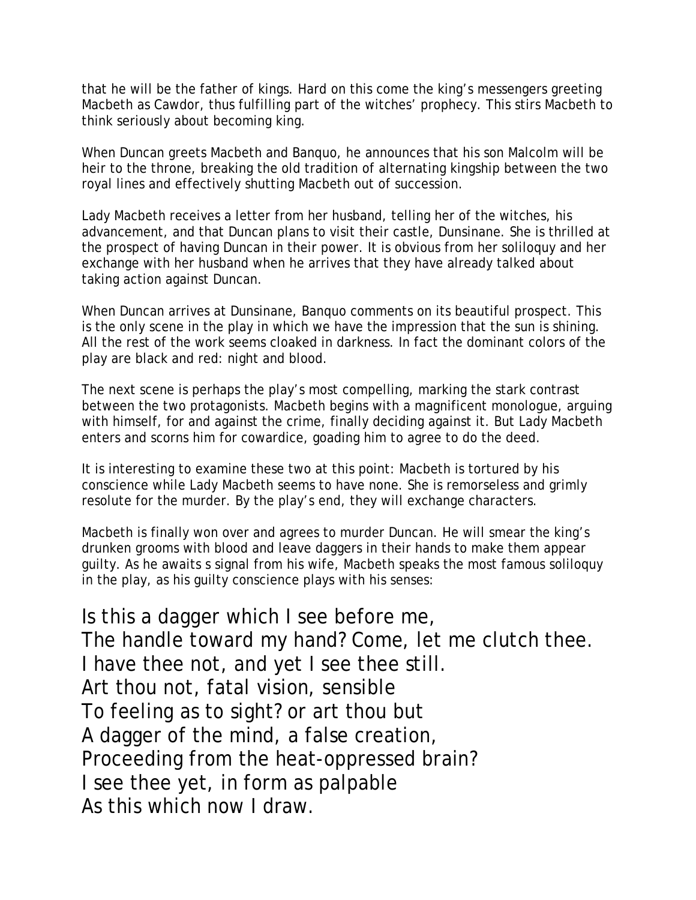that he will be the father of kings. Hard on this come the king's messengers greeting Macbeth as Cawdor, thus fulfilling part of the witches' prophecy. This stirs Macbeth to think seriously about becoming king.

When Duncan greets Macbeth and Banquo, he announces that his son Malcolm will be heir to the throne, breaking the old tradition of alternating kingship between the two royal lines and effectively shutting Macbeth out of succession.

Lady Macbeth receives a letter from her husband, telling her of the witches, his advancement, and that Duncan plans to visit their castle, Dunsinane. She is thrilled at the prospect of having Duncan in their power. It is obvious from her soliloquy and her exchange with her husband when he arrives that they have already talked about taking action against Duncan.

When Duncan arrives at Dunsinane, Banquo comments on its beautiful prospect. This is the only scene in the play in which we have the impression that the sun is shining. All the rest of the work seems cloaked in darkness. In fact the dominant colors of the play are black and red: night and blood.

The next scene is perhaps the play's most compelling, marking the stark contrast between the two protagonists. Macbeth begins with a magnificent monologue, arguing with himself, for and against the crime, finally deciding against it. But Lady Macbeth enters and scorns him for cowardice, goading him to agree to do the deed.

It is interesting to examine these two at this point: Macbeth is tortured by his conscience while Lady Macbeth seems to have none. She is remorseless and grimly resolute for the murder. By the play's end, they will exchange characters.

Macbeth is finally won over and agrees to murder Duncan. He will smear the king's drunken grooms with blood and leave daggers in their hands to make them appear guilty. As he awaits s signal from his wife, Macbeth speaks the most famous soliloquy in the play, as his guilty conscience plays with his senses:

Is this a dagger which I see before me,  
The handle toward my hand? Come, let me clutch thee.  
I have thee not, and yet I see thee still.  
Art thou not, fatal vision, sensible  
To feeling as to sight? or art thou but  
A dagger of the mind, a false creation,  
Proceeding from the heat-oppressed brain?  
I see thee yet, in form as palpable  
As this which now I draw.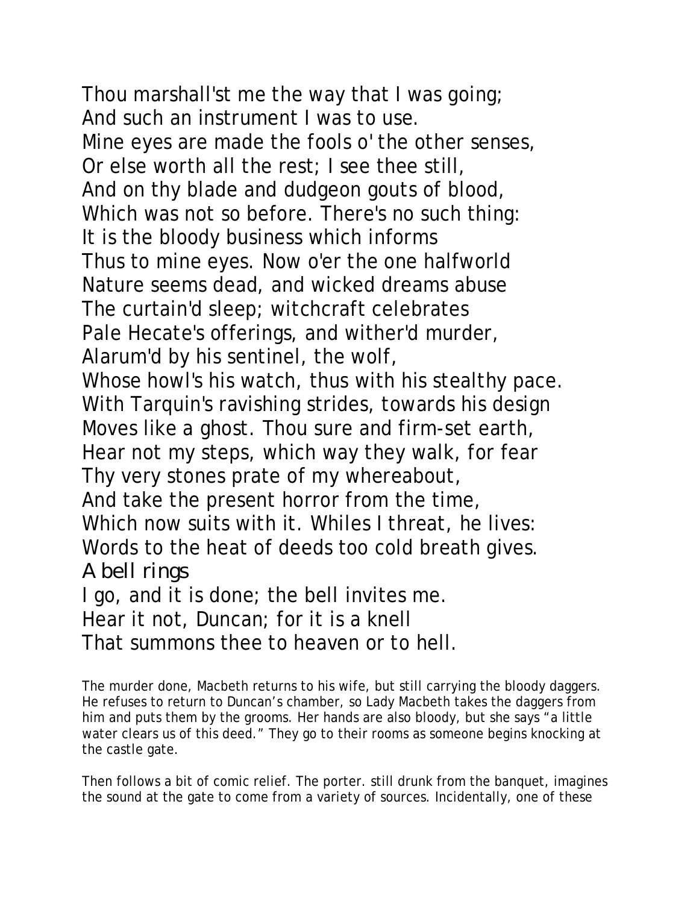Thou marshall'st me the way that I was going;  
And such an instrument I was to use.  
Mine eyes are made the fools o' the other senses,  
Or else worth all the rest; I see thee still,  
And on thy blade and dudgeon gouts of blood,  
Which was not so before. There's no such thing:  
It is the bloody business which informs  
Thus to mine eyes. Now o'er the one halfworld  
Nature seems dead, and wicked dreams abuse  
The curtain'd sleep; witchcraft celebrates  
Pale Hecate's offerings, and wither'd murder,  
Alarum'd by his sentinel, the wolf,  
Whose howl's his watch, thus with his stealthy pace.  
With Tarquin's ravishing strides, towards his design  
Moves like a ghost. Thou sure and firm-set earth,  
Hear not my steps, which way they walk, for fear  
Thy very stones prate of my whereabout,  
And take the present horror from the time,  
Which now suits with it. Whiles I threat, he lives:  
Words to the heat of deeds too cold breath gives.  
*A bell rings*  
I go, and it is done; the bell invites me.  
Hear it not, Duncan; for it is a knell  
That summons thee to heaven or to hell.

The murder done, Macbeth returns to his wife, but still carrying the bloody daggers. He refuses to return to Duncan's chamber, so Lady Macbeth takes the daggers from him and puts them by the grooms. Her hands are also bloody, but she says "a little water clears us of this deed." They go to their rooms as someone begins knocking at the castle gate.

Then follows a bit of comic relief. The porter. still drunk from the banquet, imagines the sound at the gate to come from a variety of sources. Incidentally, one of these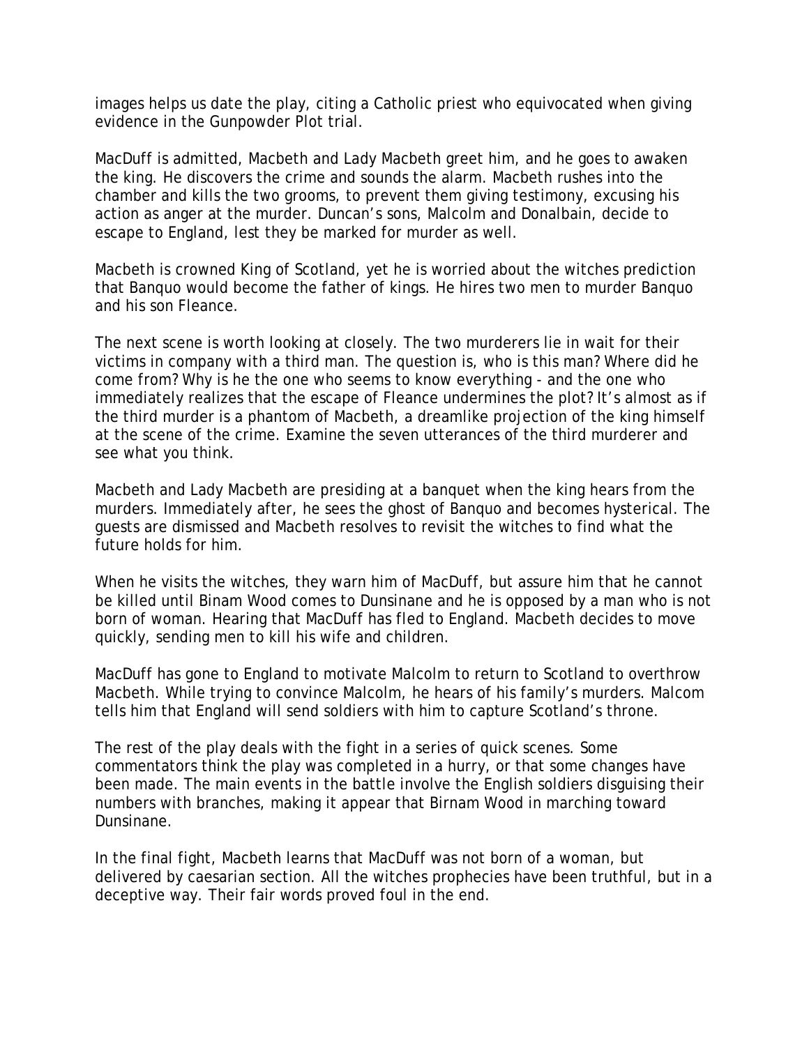images helps us date the play, citing a Catholic priest who equivocated when giving evidence in the Gunpowder Plot trial.

MacDuff is admitted, Macbeth and Lady Macbeth greet him, and he goes to awaken the king. He discovers the crime and sounds the alarm. Macbeth rushes into the chamber and kills the two grooms, to prevent them giving testimony, excusing his action as anger at the murder. Duncan's sons, Malcolm and Donalbain, decide to escape to England, lest they be marked for murder as well.

Macbeth is crowned King of Scotland, yet he is worried about the witches prediction that Banquo would become the father of kings. He hires two men to murder Banquo and his son Fleance.

The next scene is worth looking at closely. The two murderers lie in wait for their victims in company with a third man. The question is, who is this man? Where did he come from? Why is he the one who seems to know everything - and the one who immediately realizes that the escape of Fleance undermines the plot? It's almost as if the third murder is a phantom of Macbeth, a dreamlike projection of the king himself at the scene of the crime. Examine the seven utterances of the third murderer and see what you think.

Macbeth and Lady Macbeth are presiding at a banquet when the king hears from the murders. Immediately after, he sees the ghost of Banquo and becomes hysterical. The guests are dismissed and Macbeth resolves to revisit the witches to find what the future holds for him.

When he visits the witches, they warn him of MacDuff, but assure him that he cannot be killed until Binam Wood comes to Dunsinane and he is opposed by a man who is not born of woman. Hearing that MacDuff has fled to England. Macbeth decides to move quickly, sending men to kill his wife and children.

MacDuff has gone to England to motivate Malcolm to return to Scotland to overthrow Macbeth. While trying to convince Malcolm, he hears of his family's murders. Malcom tells him that England will send soldiers with him to capture Scotland's throne.

The rest of the play deals with the fight in a series of quick scenes. Some commentators think the play was completed in a hurry, or that some changes have been made. The main events in the battle involve the English soldiers disguising their numbers with branches, making it appear that Birnam Wood in marching toward Dunsinane.

In the final fight, Macbeth learns that MacDuff was not born of a woman, but delivered by caesarian section. All the witches prophecies have been truthful, but in a deceptive way. Their fair words proved foul in the end.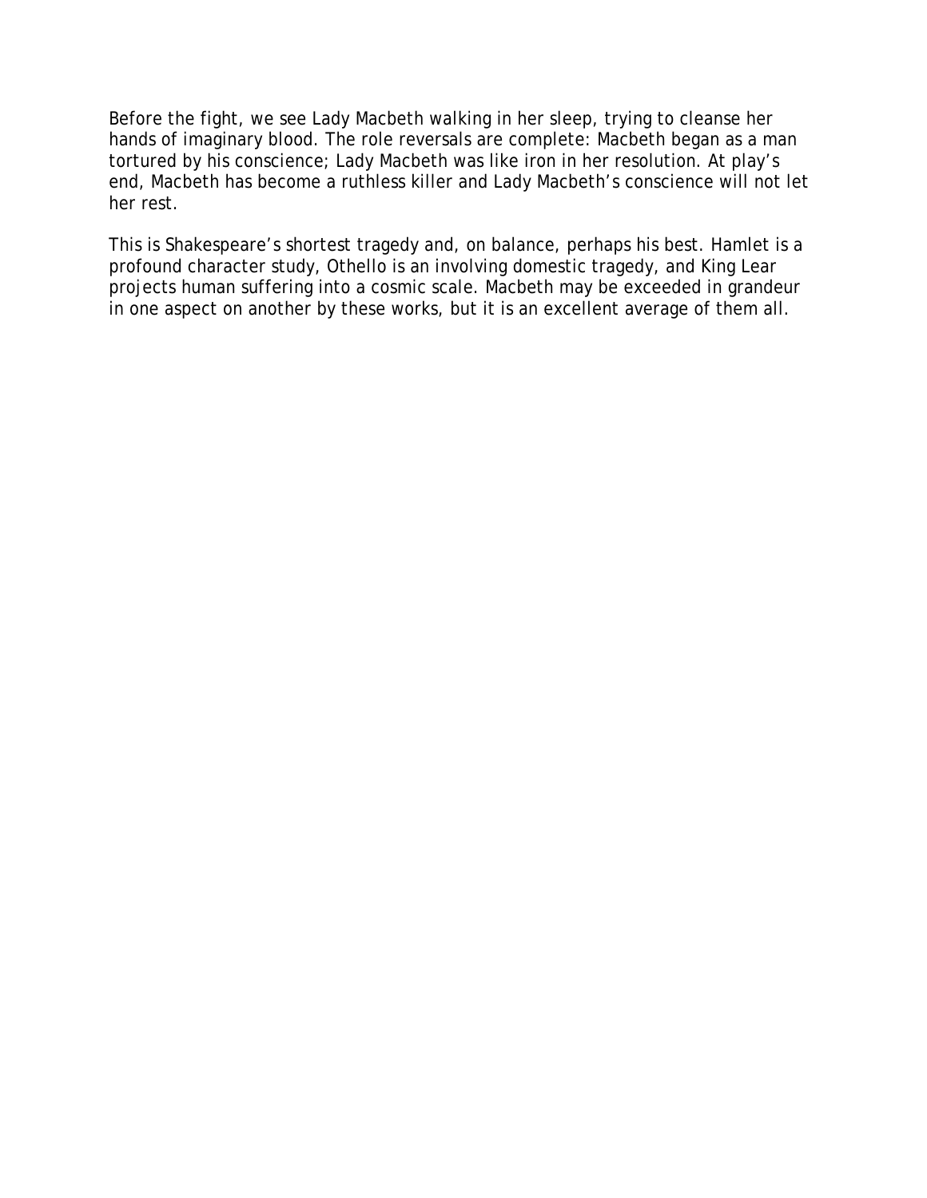Before the fight, we see Lady Macbeth walking in her sleep, trying to cleanse her hands of imaginary blood. The role reversals are complete: Macbeth began as a man tortured by his conscience; Lady Macbeth was like iron in her resolution. At play's end, Macbeth has become a ruthless killer and Lady Macbeth's conscience will not let her rest.

This is Shakespeare's shortest tragedy and, on balance, perhaps his best. Hamlet is a profound character study, Othello is an involving domestic tragedy, and King Lear projects human suffering into a cosmic scale. Macbeth may be exceeded in grandeur in one aspect on another by these works, but it is an excellent average of them all.